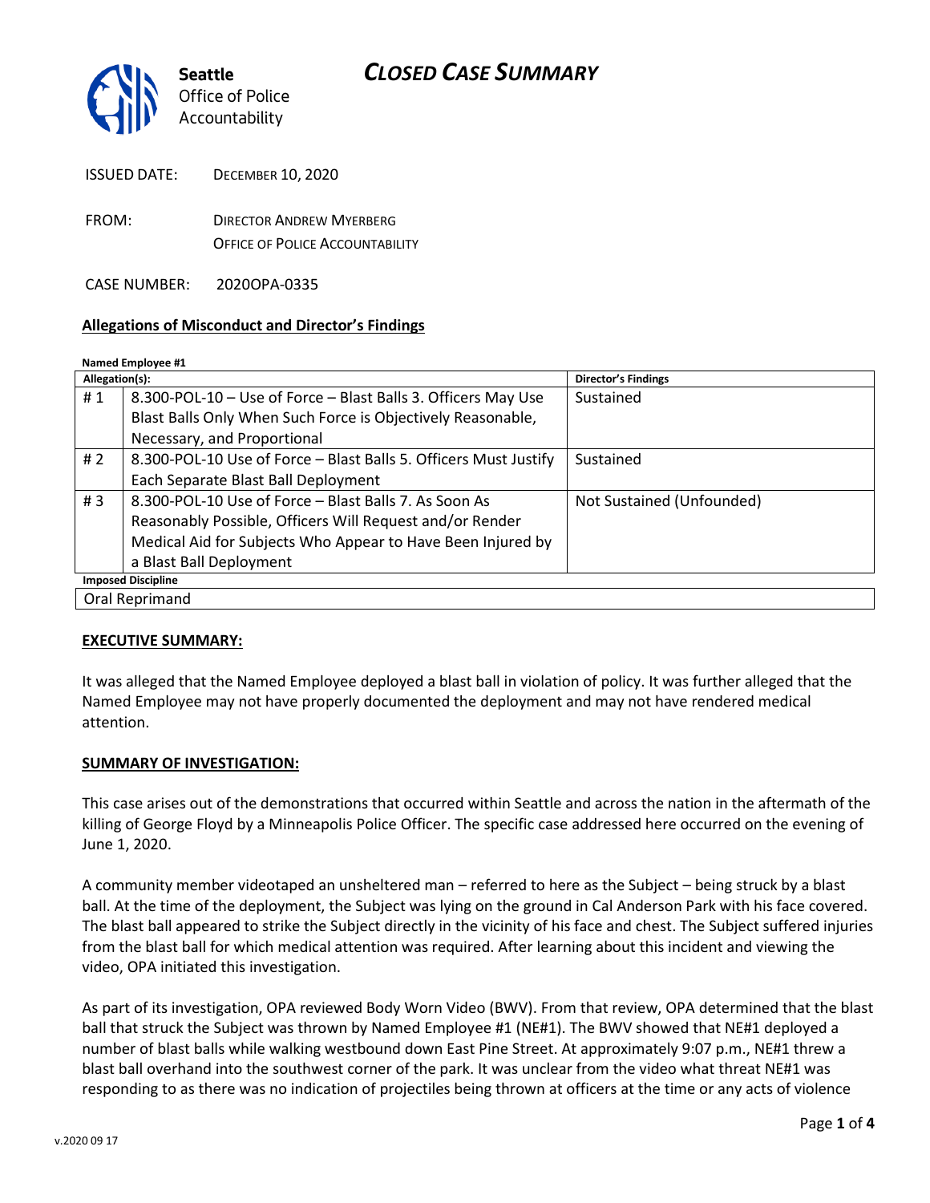**Seattle** Office of Police Accountability

# *CLOSED CASE SUMMARY*

ISSUED DATE: DECEMBER 10, 2020

FROM: DIRECTOR ANDREW MYERBERG
OFFICE OF POLICE ACCOUNTABILITY

CASE NUMBER: 2020OPA-0335

## Allegations of Misconduct and Director's Findings

**Named Employee #1**

| Allegation(s): | | Director's Findings |
|---|---|---|
| # 1 | 8.300-POL-10 – Use of Force – Blast Balls 3. Officers May Use Blast Balls Only When Such Force is Objectively Reasonable, Necessary, and Proportional | Sustained |
| # 2 | 8.300-POL-10 Use of Force – Blast Balls 5. Officers Must Justify Each Separate Blast Ball Deployment | Sustained |
| # 3 | 8.300-POL-10 Use of Force – Blast Balls 7. As Soon As Reasonably Possible, Officers Will Request and/or Render Medical Aid for Subjects Who Appear to Have Been Injured by a Blast Ball Deployment | Not Sustained (Unfounded) |
| **Imposed Discipline** | | |
| Oral Reprimand | | |

**EXECUTIVE SUMMARY:**

It was alleged that the Named Employee deployed a blast ball in violation of policy. It was further alleged that the Named Employee may not have properly documented the deployment and may not have rendered medical attention.

**SUMMARY OF INVESTIGATION:**

This case arises out of the demonstrations that occurred within Seattle and across the nation in the aftermath of the killing of George Floyd by a Minneapolis Police Officer. The specific case addressed here occurred on the evening of June 1, 2020.

A community member videotaped an unsheltered man – referred to here as the Subject – being struck by a blast ball. At the time of the deployment, the Subject was lying on the ground in Cal Anderson Park with his face covered. The blast ball appeared to strike the Subject directly in the vicinity of his face and chest. The Subject suffered injuries from the blast ball for which medical attention was required. After learning about this incident and viewing the video, OPA initiated this investigation.

As part of its investigation, OPA reviewed Body Worn Video (BWV). From that review, OPA determined that the blast ball that struck the Subject was thrown by Named Employee #1 (NE#1). The BWV showed that NE#1 deployed a number of blast balls while walking westbound down East Pine Street. At approximately 9:07 p.m., NE#1 threw a blast ball overhand into the southwest corner of the park. It was unclear from the video what threat NE#1 was responding to as there was no indication of projectiles being thrown at officers at the time or any acts of violence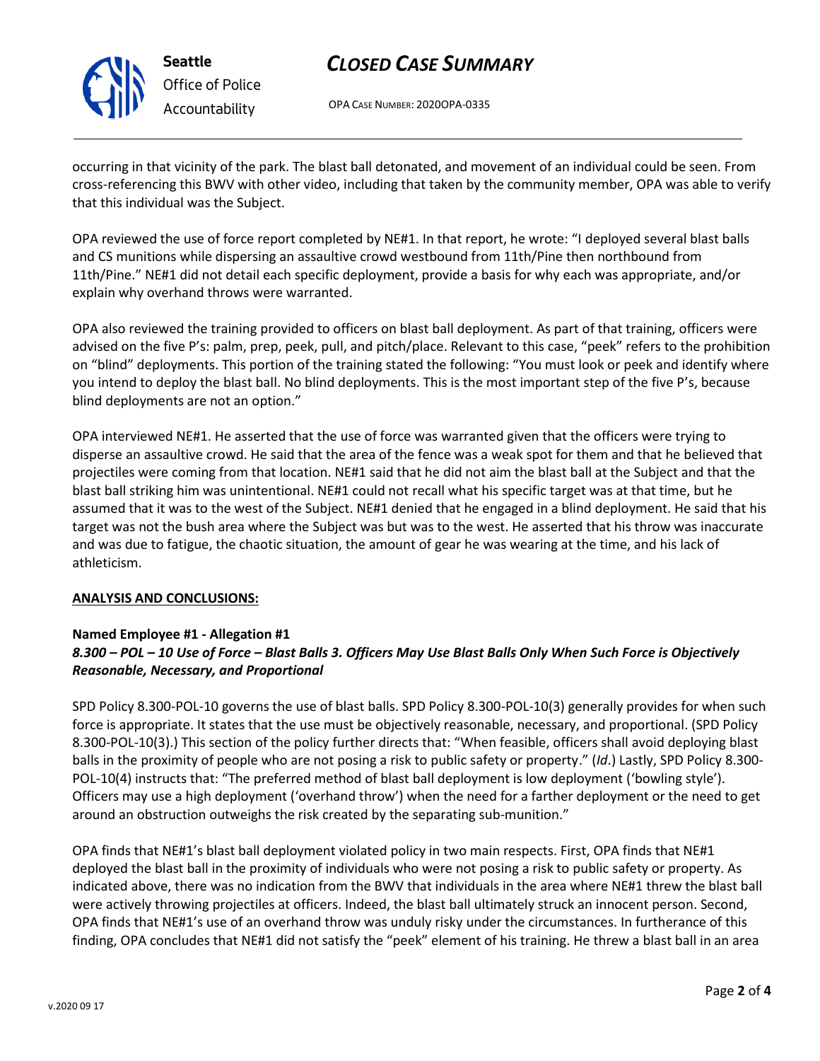occurring in that vicinity of the park. The blast ball detonated, and movement of an individual could be seen. From cross-referencing this BWV with other video, including that taken by the community member, OPA was able to verify that this individual was the Subject.

OPA reviewed the use of force report completed by NE#1. In that report, he wrote: "I deployed several blast balls and CS munitions while dispersing an assaultive crowd westbound from 11th/Pine then northbound from 11th/Pine." NE#1 did not detail each specific deployment, provide a basis for why each was appropriate, and/or explain why overhand throws were warranted.

OPA also reviewed the training provided to officers on blast ball deployment. As part of that training, officers were advised on the five P's: palm, prep, peek, pull, and pitch/place. Relevant to this case, "peek" refers to the prohibition on "blind" deployments. This portion of the training stated the following: "You must look or peek and identify where you intend to deploy the blast ball. No blind deployments. This is the most important step of the five P's, because blind deployments are not an option."

OPA interviewed NE#1. He asserted that the use of force was warranted given that the officers were trying to disperse an assaultive crowd. He said that the area of the fence was a weak spot for them and that he believed that projectiles were coming from that location. NE#1 said that he did not aim the blast ball at the Subject and that the blast ball striking him was unintentional. NE#1 could not recall what his specific target was at that time, but he assumed that it was to the west of the Subject. NE#1 denied that he engaged in a blind deployment. He said that his target was not the bush area where the Subject was but was to the west. He asserted that his throw was inaccurate and was due to fatigue, the chaotic situation, the amount of gear he was wearing at the time, and his lack of athleticism.

**ANALYSIS AND CONCLUSIONS:**

**Named Employee #1 - Allegation #1**
***8.300 – POL – 10 Use of Force – Blast Balls 3. Officers May Use Blast Balls Only When Such Force is Objectively Reasonable, Necessary, and Proportional***

SPD Policy 8.300-POL-10 governs the use of blast balls. SPD Policy 8.300-POL-10(3) generally provides for when such force is appropriate. It states that the use must be objectively reasonable, necessary, and proportional. (SPD Policy 8.300-POL-10(3).) This section of the policy further directs that: "When feasible, officers shall avoid deploying blast balls in the proximity of people who are not posing a risk to public safety or property." (*Id*.) Lastly, SPD Policy 8.300-POL-10(4) instructs that: "The preferred method of blast ball deployment is low deployment ('bowling style'). Officers may use a high deployment ('overhand throw') when the need for a farther deployment or the need to get around an obstruction outweighs the risk created by the separating sub-munition."

OPA finds that NE#1's blast ball deployment violated policy in two main respects. First, OPA finds that NE#1 deployed the blast ball in the proximity of individuals who were not posing a risk to public safety or property. As indicated above, there was no indication from the BWV that individuals in the area where NE#1 threw the blast ball were actively throwing projectiles at officers. Indeed, the blast ball ultimately struck an innocent person. Second, OPA finds that NE#1's use of an overhand throw was unduly risky under the circumstances. In furtherance of this finding, OPA concludes that NE#1 did not satisfy the "peek" element of his training. He threw a blast ball in an area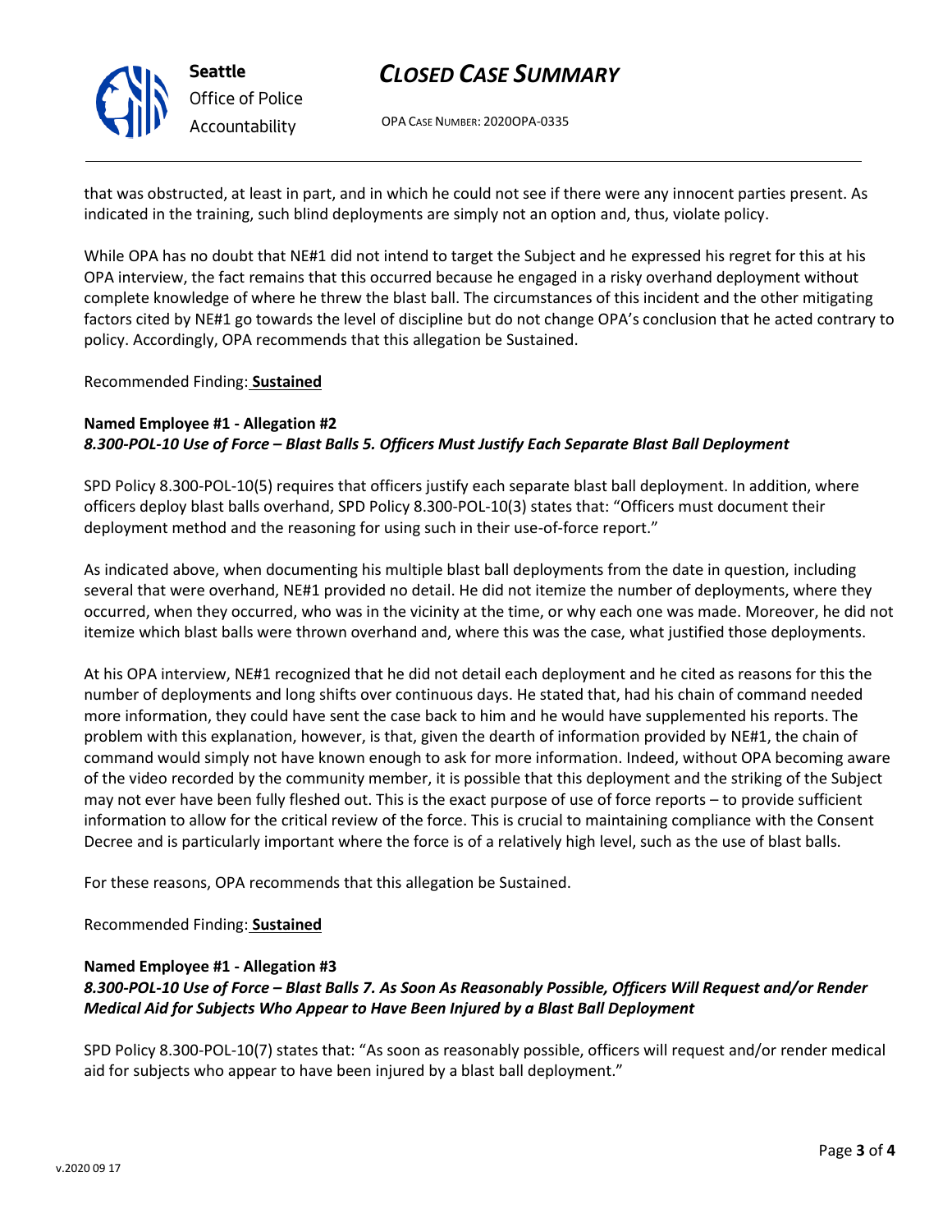that was obstructed, at least in part, and in which he could not see if there were any innocent parties present. As indicated in the training, such blind deployments are simply not an option and, thus, violate policy.

While OPA has no doubt that NE#1 did not intend to target the Subject and he expressed his regret for this at his OPA interview, the fact remains that this occurred because he engaged in a risky overhand deployment without complete knowledge of where he threw the blast ball. The circumstances of this incident and the other mitigating factors cited by NE#1 go towards the level of discipline but do not change OPA's conclusion that he acted contrary to policy. Accordingly, OPA recommends that this allegation be Sustained.

Recommended Finding: **Sustained**

**Named Employee #1 - Allegation #2**
***8.300-POL-10 Use of Force – Blast Balls 5. Officers Must Justify Each Separate Blast Ball Deployment***

SPD Policy 8.300-POL-10(5) requires that officers justify each separate blast ball deployment. In addition, where officers deploy blast balls overhand, SPD Policy 8.300-POL-10(3) states that: "Officers must document their deployment method and the reasoning for using such in their use-of-force report."

As indicated above, when documenting his multiple blast ball deployments from the date in question, including several that were overhand, NE#1 provided no detail. He did not itemize the number of deployments, where they occurred, when they occurred, who was in the vicinity at the time, or why each one was made. Moreover, he did not itemize which blast balls were thrown overhand and, where this was the case, what justified those deployments.

At his OPA interview, NE#1 recognized that he did not detail each deployment and he cited as reasons for this the number of deployments and long shifts over continuous days. He stated that, had his chain of command needed more information, they could have sent the case back to him and he would have supplemented his reports. The problem with this explanation, however, is that, given the dearth of information provided by NE#1, the chain of command would simply not have known enough to ask for more information. Indeed, without OPA becoming aware of the video recorded by the community member, it is possible that this deployment and the striking of the Subject may not ever have been fully fleshed out. This is the exact purpose of use of force reports – to provide sufficient information to allow for the critical review of the force. This is crucial to maintaining compliance with the Consent Decree and is particularly important where the force is of a relatively high level, such as the use of blast balls.

For these reasons, OPA recommends that this allegation be Sustained.

Recommended Finding: **Sustained**

**Named Employee #1 - Allegation #3**
***8.300-POL-10 Use of Force – Blast Balls 7. As Soon As Reasonably Possible, Officers Will Request and/or Render Medical Aid for Subjects Who Appear to Have Been Injured by a Blast Ball Deployment***

SPD Policy 8.300-POL-10(7) states that: "As soon as reasonably possible, officers will request and/or render medical aid for subjects who appear to have been injured by a blast ball deployment."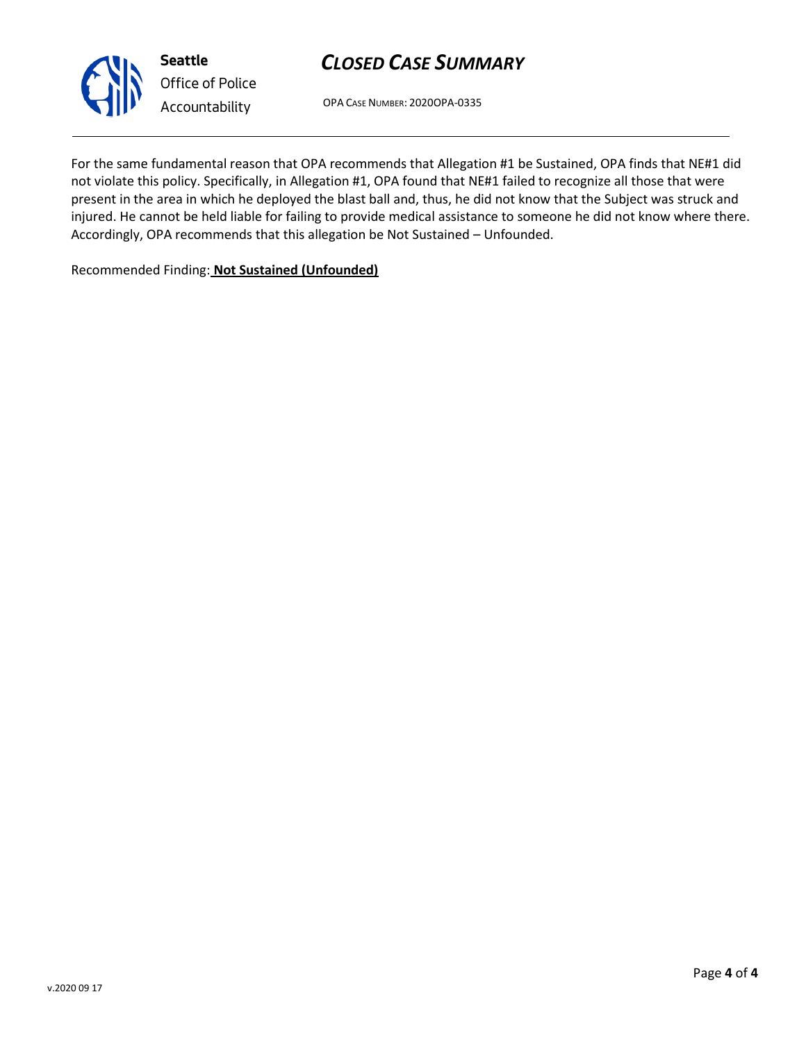For the same fundamental reason that OPA recommends that Allegation #1 be Sustained, OPA finds that NE#1 did not violate this policy. Specifically, in Allegation #1, OPA found that NE#1 failed to recognize all those that were present in the area in which he deployed the blast ball and, thus, he did not know that the Subject was struck and injured. He cannot be held liable for failing to provide medical assistance to someone he did not know where there. Accordingly, OPA recommends that this allegation be Not Sustained – Unfounded.

Recommended Finding: **Not Sustained (Unfounded)**